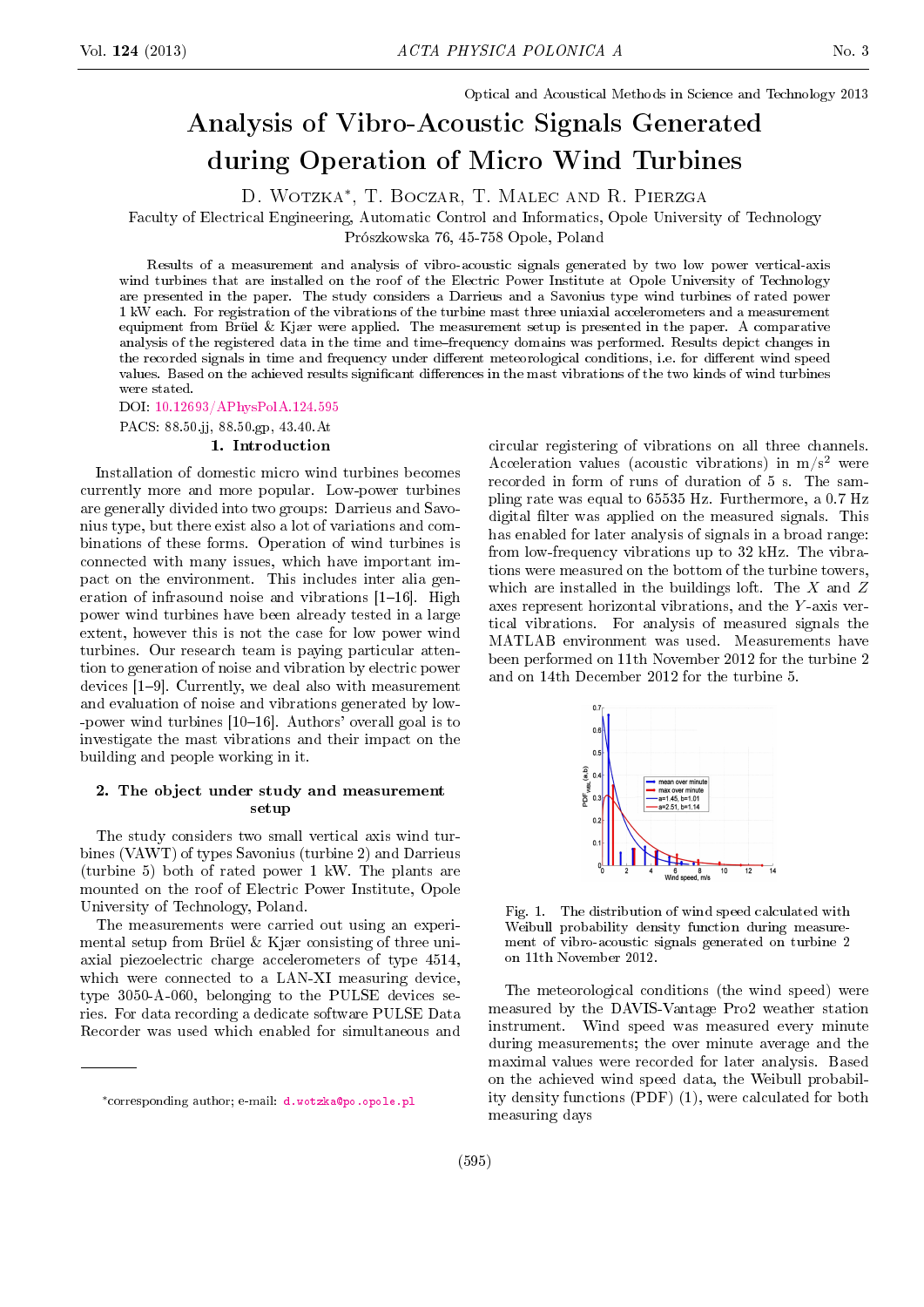Optical and Acoustical Methods in Science and Technology 2013

# Analysis of Vibro-Acoustic Signals Generated during Operation of Micro Wind Turbines

D. Wotzka*, T. Boczar, T. Malec and R. Pierzga

Faculty of Electrical Engineering, Automatic Control and Informatics, Opole University of Technology
Prószkowska 76, 45-758 Opole, Poland

Results of a measurement and analysis of vibro-acoustic signals generated by two low power vertical-axis wind turbines that are installed on the roof of the Electric Power Institute at Opole University of Technology are presented in the paper. The study considers a Darrieus and a Savonius type wind turbines of rated power 1 kW each. For registration of the vibrations of the turbine mast three uniaxial accelerometers and a measurement equipment from Brüel & Kjær were applied. The measurement setup is presented in the paper. A comparative analysis of the registered data in the time and time–frequency domains was performed. Results depict changes in the recorded signals in time and frequency under different meteorological conditions, i.e. for different wind speed values. Based on the achieved results significant differences in the mast vibrations of the two kinds of wind turbines were stated.

DOI: 10.12693/APhysPolA.124.595

PACS: 88.50.jj, 88.50.gp, 43.40.At

## 1. Introduction

Installation of domestic micro wind turbines becomes currently more and more popular. Low-power turbines are generally divided into two groups: Darrieus and Savonius type, but there exist also a lot of variations and combinations of these forms. Operation of wind turbines is connected with many issues, which have important impact on the environment. This includes inter alia generation of infrasound noise and vibrations [1–16]. High power wind turbines have been already tested in a large extent, however this is not the case for low power wind turbines. Our research team is paying particular attention to generation of noise and vibration by electric power devices [1–9]. Currently, we deal also with measurement and evaluation of noise and vibrations generated by low-power wind turbines [10–16]. Authors' overall goal is to investigate the mast vibrations and their impact on the building and people working in it.

## 2. The object under study and measurement setup

The study considers two small vertical axis wind turbines (VAWT) of types Savonius (turbine 2) and Darrieus (turbine 5) both of rated power 1 kW. The plants are mounted on the roof of Electric Power Institute, Opole University of Technology, Poland.

The measurements were carried out using an experimental setup from Brüel & Kjær consisting of three uniaxial piezoelectric charge accelerometers of type 4514, which were connected to a LAN-XI measuring device, type 3050-A-060, belonging to the PULSE devices series. For data recording a dedicate software PULSE Data Recorder was used which enabled for simultaneous and circular registering of vibrations on all three channels. Acceleration values (acoustic vibrations) in m/s$^2$ were recorded in form of runs of duration of 5 s. The sampling rate was equal to 65535 Hz. Furthermore, a 0.7 Hz digital filter was applied on the measured signals. This has enabled for later analysis of signals in a broad range: from low-frequency vibrations up to 32 kHz. The vibrations were measured on the bottom of the turbine towers, which are installed in the buildings loft. The $X$ and $Z$ axes represent horizontal vibrations, and the $Y$-axis vertical vibrations. For analysis of measured signals the MATLAB environment was used. Measurements have been performed on 11th November 2012 for the turbine 2 and on 14th December 2012 for the turbine 5.

Fig. 1. The distribution of wind speed calculated with Weibull probability density function during measurement of vibro-acoustic signals generated on turbine 2 on 11th November 2012.

The meteorological conditions (the wind speed) were measured by the DAVIS-Vantage Pro2 weather station instrument. Wind speed was measured every minute during measurements; the over minute average and the maximal values were recorded for later analysis. Based on the achieved wind speed data, the Weibull probability density functions (PDF) (1), were calculated for both measuring days

---

*corresponding author; e-mail: d.wotzka@po.opole.pl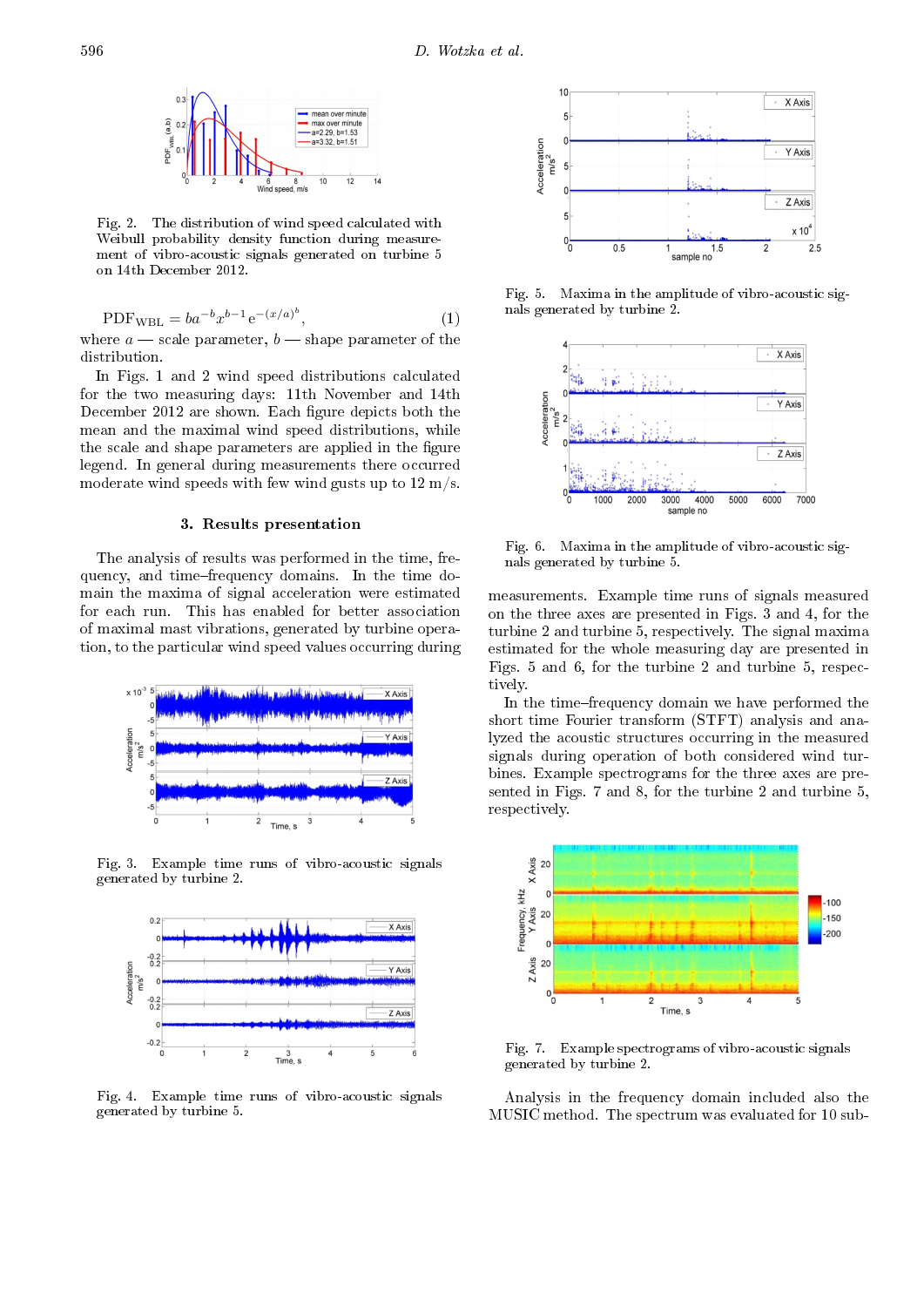Fig. 2. The distribution of wind speed calculated with Weibull probability density function during measurement of vibro-acoustic signals generated on turbine 5 on 14th December 2012.

$$\mathrm{PDF_{WBL}} = ba^{-b}x^{b-1}\mathrm{e}^{-(x/a)^b}, \tag{1}$$

where $a$ — scale parameter, $b$ — shape parameter of the distribution.

In Figs. 1 and 2 wind speed distributions calculated for the two measuring days: 11th November and 14th December 2012 are shown. Each figure depicts both the mean and the maximal wind speed distributions, while the scale and shape parameters are applied in the figure legend. In general during measurements there occurred moderate wind speeds with few wind gusts up to 12 m/s.

## 3. Results presentation

The analysis of results was performed in the time, frequency, and time–frequency domains. In the time domain the maxima of signal acceleration were estimated for each run. This has enabled for better association of maximal mast vibrations, generated by turbine operation, to the particular wind speed values occurring during measurements. Example time runs of signals measured on the three axes are presented in Figs. 3 and 4, for the turbine 2 and turbine 5, respectively. The signal maxima estimated for the whole measuring day are presented in Figs. 5 and 6, for the turbine 2 and turbine 5, respectively.

In the time–frequency domain we have performed the short time Fourier transform (STFT) analysis and analyzed the acoustic structures occurring in the measured signals during operation of both considered wind turbines. Example spectrograms for the three axes are presented in Figs. 7 and 8, for the turbine 2 and turbine 5, respectively.

Analysis in the frequency domain included also the MUSIC method. The spectrum was evaluated for 10 sub-

Fig. 3. Example time runs of vibro-acoustic signals generated by turbine 2.

Fig. 4. Example time runs of vibro-acoustic signals generated by turbine 5.

Fig. 5. Maxima in the amplitude of vibro-acoustic signals generated by turbine 2.

Fig. 6. Maxima in the amplitude of vibro-acoustic signals generated by turbine 5.

Fig. 7. Example spectrograms of vibro-acoustic signals generated by turbine 2.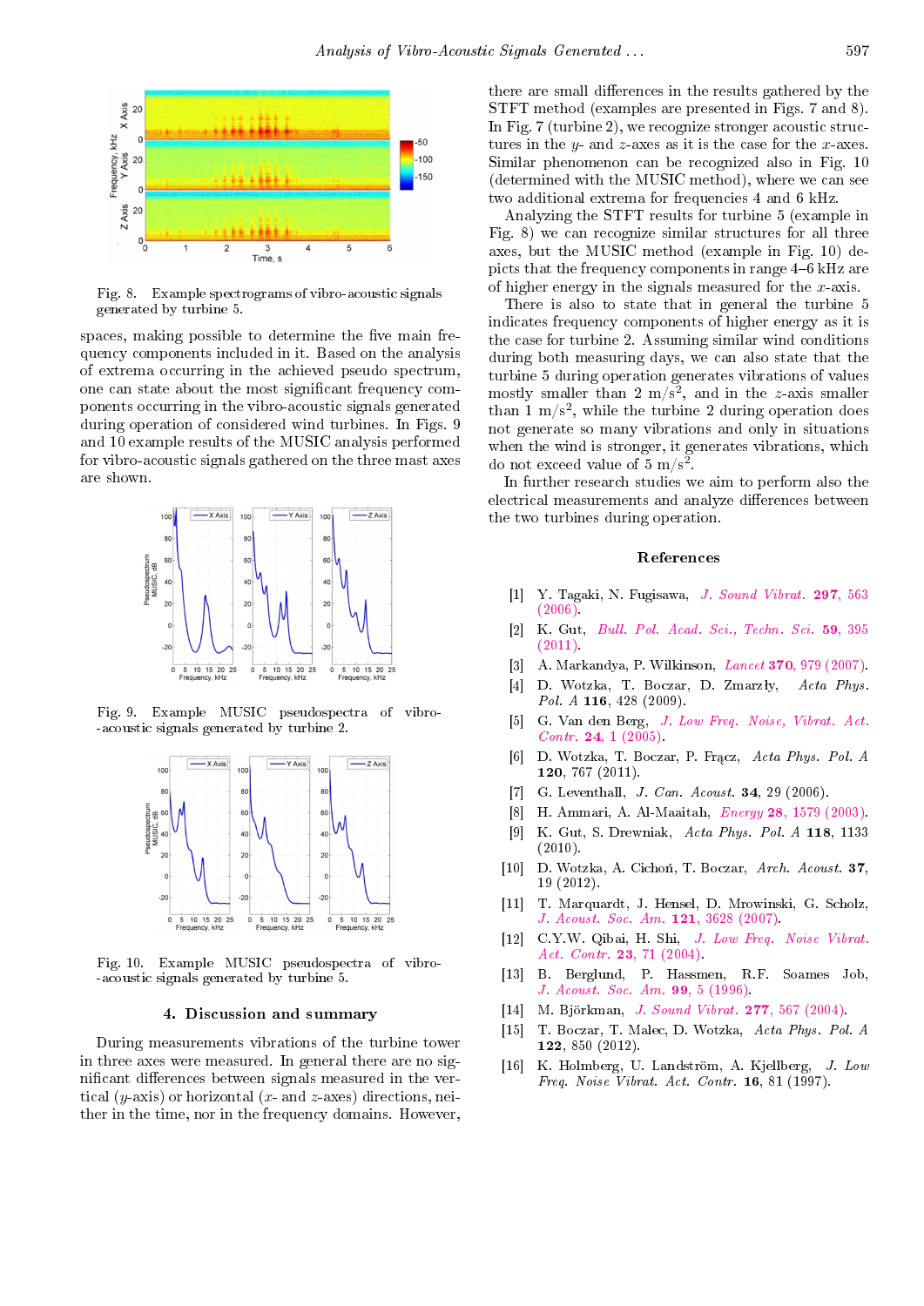X Axis
Y Axis
Z Axis
Frequency, kHz
20
0
20
0
20
0
-50
-100
-150
0 1 2 3 4 5 6
Time, s

Fig. 8. Example spectrograms of vibro-acoustic signals generated by turbine 5.

spaces, making possible to determine the five main frequency components included in it. Based on the analysis of extrema occurring in the achieved pseudo spectrum, one can state about the most significant frequency components occurring in the vibro-acoustic signals generated during operation of considered wind turbines. In Figs. 9 and 10 example results of the MUSIC analysis performed for vibro-acoustic signals gathered on the three mast axes are shown.

X Axis
Y Axis
Z Axis
Pseudospectrum MUSIC, dB
100
80
60
40
20
0
-20
0 5 10 15 20 25
Frequency, kHz

Fig. 9. Example MUSIC pseudospectra of vibro-acoustic signals generated by turbine 2.

X Axis
Y Axis
Z Axis
Pseudospectrum MUSIC, dB
100
80
60
40
20
0
-20
0 5 10 15 20 25
Frequency, kHz

Fig. 10. Example MUSIC pseudospectra of vibro-acoustic signals generated by turbine 5.

## 4. Discussion and summary

During measurements vibrations of the turbine tower in three axes were measured. In general there are no significant differences between signals measured in the vertical ($y$-axis) or horizontal ($x$- and $z$-axes) directions, neither in the time, nor in the frequency domains. However, there are small differences in the results gathered by the STFT method (examples are presented in Figs. 7 and 8). In Fig. 7 (turbine 2), we recognize stronger acoustic structures in the $y$- and $z$-axes as it is the case for the $x$-axes. Similar phenomenon can be recognized also in Fig. 10 (determined with the MUSIC method), where we can see two additional extrema for frequencies 4 and 6 kHz.

Analyzing the STFT results for turbine 5 (example in Fig. 8) we can recognize similar structures for all three axes, but the MUSIC method (example in Fig. 10) depicts that the frequency components in range 4–6 kHz are of higher energy in the signals measured for the $x$-axis.

There is also to state that in general the turbine 5 indicates frequency components of higher energy as it is the case for turbine 2. Assuming similar wind conditions during both measuring days, we can also state that the turbine 5 during operation generates vibrations of values mostly smaller than 2 m/s$^2$, and in the $z$-axis smaller than 1 m/s$^2$, while the turbine 2 during operation does not generate so many vibrations and only in situations when the wind is stronger, it generates vibrations, which do not exceed value of 5 m/s$^2$.

In further research studies we aim to perform also the electrical measurements and analyze differences between the two turbines during operation.

## References

[1] Y. Tagaki, N. Fugisawa, *J. Sound Vibrat.* **297**, 563 (2006).

[2] K. Gut, *Bull. Pol. Acad. Sci., Techn. Sci.* **59**, 395 (2011).

[3] A. Markandya, P. Wilkinson, *Lancet* **370**, 979 (2007).

[4] D. Wotzka, T. Boczar, D. Zmarzły, *Acta Phys. Pol. A* **116**, 428 (2009).

[5] G. Van den Berg, *J. Low Freq. Noise, Vibrat. Act. Contr.* **24**, 1 (2005).

[6] D. Wotzka, T. Boczar, P. Frącz, *Acta Phys. Pol. A* **120**, 767 (2011).

[7] G. Leventhall, *J. Can. Acoust.* **34**, 29 (2006).

[8] H. Ammari, A. Al-Maaitah, *Energy* **28**, 1579 (2003).

[9] K. Gut, S. Drewniak, *Acta Phys. Pol. A* **118**, 1133 (2010).

[10] D. Wotzka, A. Cichoń, T. Boczar, *Arch. Acoust.* **37**, 19 (2012).

[11] T. Marquardt, J. Hensel, D. Mrowinski, G. Scholz, *J. Acoust. Soc. Am.* **121**, 3628 (2007).

[12] C.Y.W. Qibai, H. Shi, *J. Low Freq. Noise Vibrat. Act. Contr.* **23**, 71 (2004).

[13] B. Berglund, P. Hassmen, R.F. Soames Job, *J. Acoust. Soc. Am.* **99**, 5 (1996).

[14] M. Björkman, *J. Sound Vibrat.* **277**, 567 (2004).

[15] T. Boczar, T. Malec, D. Wotzka, *Acta Phys. Pol. A* **122**, 850 (2012).

[16] K. Holmberg, U. Landström, A. Kjellberg, *J. Low Freq. Noise Vibrat. Act. Contr.* **16**, 81 (1997).